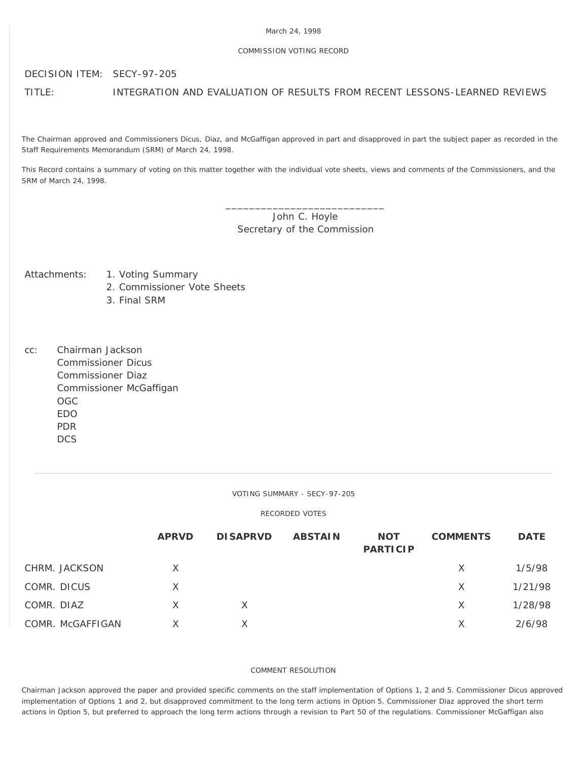March 24, 1998

COMMISSION VOTING RECORD

DECISION ITEM: SECY-97-205

TITLE: INTEGRATION AND EVALUATION OF RESULTS FROM RECENT LESSONS-LEARNED REVIEWS

The Chairman approved and Commissioners Dicus, Diaz, and McGaffigan approved in part and disapproved in part the subject paper as recorded in the Staff Requirements Memorandum (SRM) of March 24, 1998.

This Record contains a summary of voting on this matter together with the individual vote sheets, views and comments of the Commissioners, and the SRM of March 24, 1998.

\_\_\_\_\_\_\_\_\_\_\_\_\_\_\_\_\_\_\_\_\_\_\_\_\_\_\_\_
John C. Hoyle
Secretary of the Commission

Attachments:
1. Voting Summary
2. Commissioner Vote Sheets
3. Final SRM

cc: Chairman Jackson
Commissioner Dicus
Commissioner Diaz
Commissioner McGaffigan
OGC
EDO
PDR
DCS

---

VOTING SUMMARY - SECY-97-205

RECORDED VOTES

| | APRVD | DISAPRVD | ABSTAIN | NOT PARTICIP | COMMENTS | DATE |
|---|---|---|---|---|---|---|
| CHRM. JACKSON | X | | | | X | 1/5/98 |
| COMR. DICUS | X | | | | X | 1/21/98 |
| COMR. DIAZ | X | X | | | X | 1/28/98 |
| COMR. McGAFFIGAN | X | X | | | X | 2/6/98 |

COMMENT RESOLUTION

Chairman Jackson approved the paper and provided specific comments on the staff implementation of Options 1, 2 and 5. Commissioner Dicus approved implementation of Options 1 and 2, but disapproved commitment to the long term actions in Option 5. Commissioner Diaz approved the short term actions in Option 5, but preferred to approach the long term actions through a revision to Part 50 of the regulations. Commissioner McGaffigan also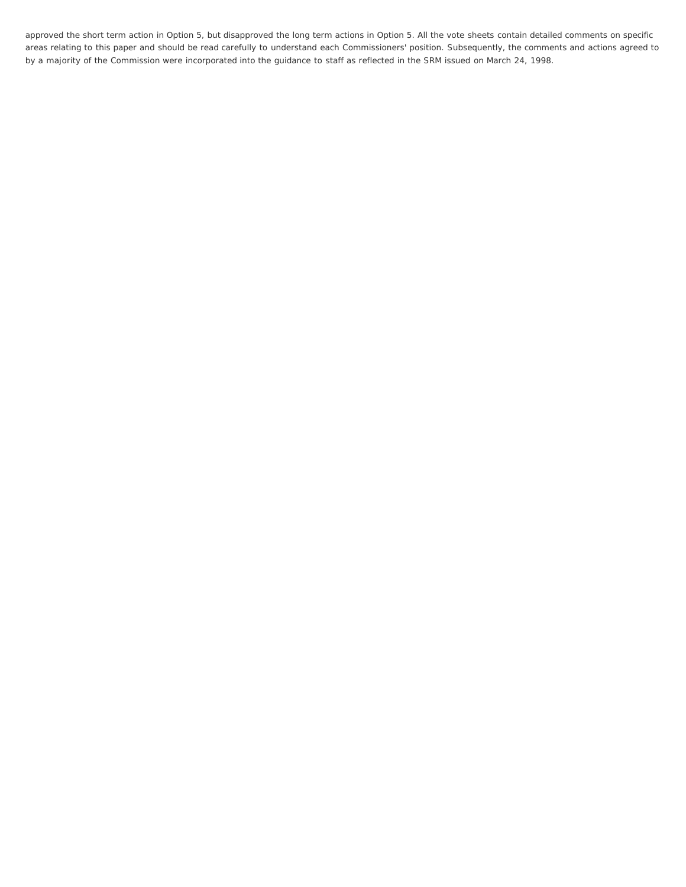approved the short term action in Option 5, but disapproved the long term actions in Option 5. All the vote sheets contain detailed comments on specific areas relating to this paper and should be read carefully to understand each Commissioners' position. Subsequently, the comments and actions agreed to by a majority of the Commission were incorporated into the guidance to staff as reflected in the SRM issued on March 24, 1998.